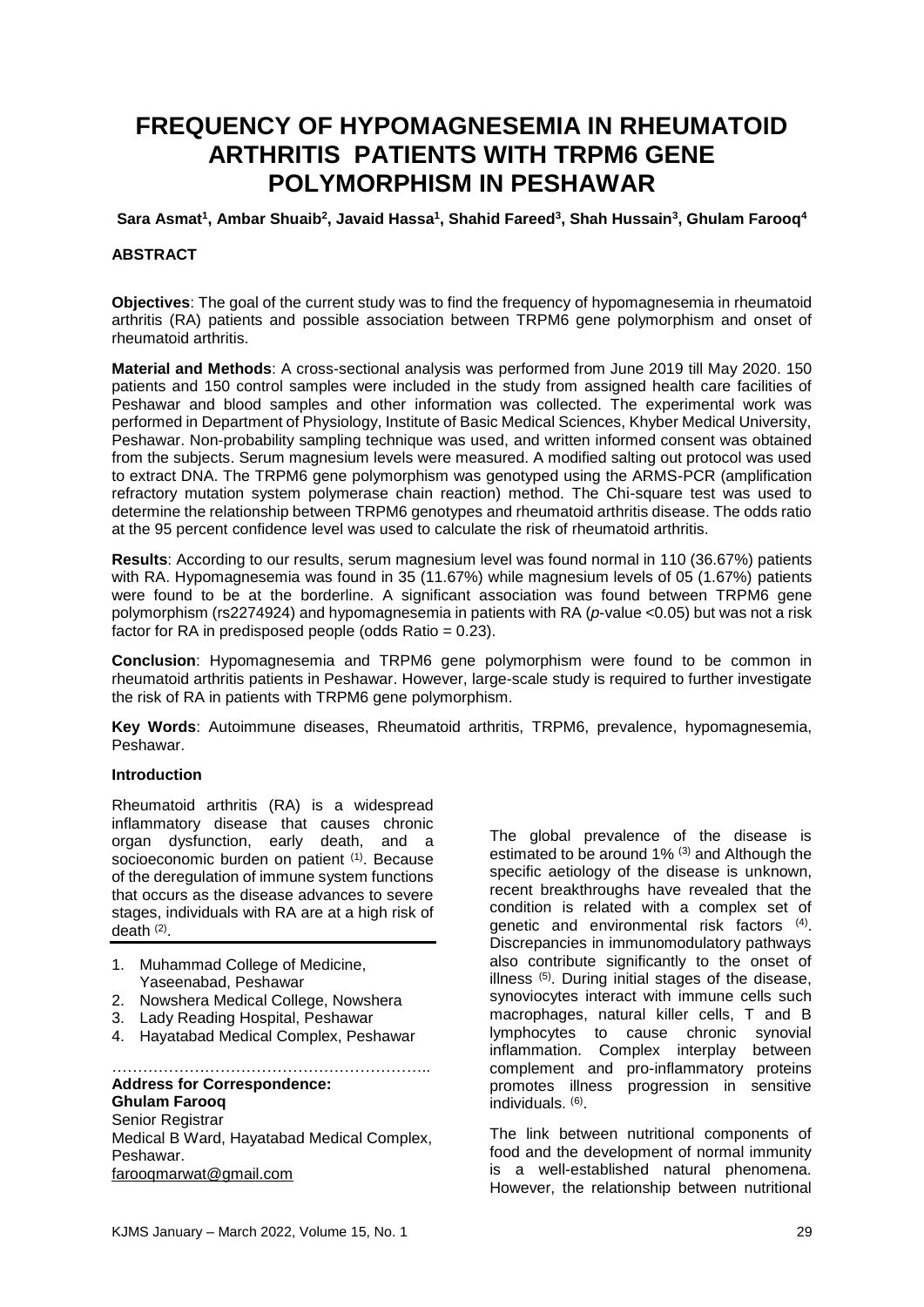# FREQUENCY OF HYPOMAGNESEMIA IN RHEUMATOID ARTHRITIS PATIENTS WITH TRPM6 GENE POLYMORPHISM IN PESHAWAR

**Sara Asmat[1], Ambar Shuaib[2], Javaid Hassa[1], Shahid Fareed[3], Shah Hussain[3], Ghulam Farooq[4]**

### ABSTRACT

**Objectives**: The goal of the current study was to find the frequency of hypomagnesemia in rheumatoid arthritis (RA) patients and possible association between TRPM6 gene polymorphism and onset of rheumatoid arthritis.

**Material and Methods**: A cross-sectional analysis was performed from June 2019 till May 2020. 150 patients and 150 control samples were included in the study from assigned health care facilities of Peshawar and blood samples and other information was collected. The experimental work was performed in Department of Physiology, Institute of Basic Medical Sciences, Khyber Medical University, Peshawar. Non-probability sampling technique was used, and written informed consent was obtained from the subjects. Serum magnesium levels were measured. A modified salting out protocol was used to extract DNA. The TRPM6 gene polymorphism was genotyped using the ARMS-PCR (amplification refractory mutation system polymerase chain reaction) method. The Chi-square test was used to determine the relationship between TRPM6 genotypes and rheumatoid arthritis disease. The odds ratio at the 95 percent confidence level was used to calculate the risk of rheumatoid arthritis.

**Results**: According to our results, serum magnesium level was found normal in 110 (36.67%) patients with RA. Hypomagnesemia was found in 35 (11.67%) while magnesium levels of 05 (1.67%) patients were found to be at the borderline. A significant association was found between TRPM6 gene polymorphism (rs2274924) and hypomagnesemia in patients with RA (*p*-value <0.05) but was not a risk factor for RA in predisposed people (odds Ratio = 0.23).

**Conclusion**: Hypomagnesemia and TRPM6 gene polymorphism were found to be common in rheumatoid arthritis patients in Peshawar. However, large-scale study is required to further investigate the risk of RA in patients with TRPM6 gene polymorphism.

**Key Words**: Autoimmune diseases, Rheumatoid arthritis, TRPM6, prevalence, hypomagnesemia, Peshawar.

### Introduction

Rheumatoid arthritis (RA) is a widespread inflammatory disease that causes chronic organ dysfunction, early death, and a socioeconomic burden on patient [1]. Because of the deregulation of immune system functions that occurs as the disease advances to severe stages, individuals with RA are at a high risk of death [2].

The global prevalence of the disease is estimated to be around 1% [3] and Although the specific aetiology of the disease is unknown, recent breakthroughs have revealed that the condition is related with a complex set of genetic and environmental risk factors [4]. Discrepancies in immunomodulatory pathways also contribute significantly to the onset of illness [5]. During initial stages of the disease, synoviocytes interact with immune cells such macrophages, natural killer cells, T and B lymphocytes to cause chronic synovial inflammation. Complex interplay between complement and pro-inflammatory proteins promotes illness progression in sensitive individuals. [6].

The link between nutritional components of food and the development of normal immunity is a well-established natural phenomena. However, the relationship between nutritional

1. Muhammad College of Medicine, Yaseenabad, Peshawar
2. Nowshera Medical College, Nowshera
3. Lady Reading Hospital, Peshawar
4. Hayatabad Medical Complex, Peshawar

**Address for Correspondence:**
**Ghulam Farooq**
Senior Registrar
Medical B Ward, Hayatabad Medical Complex, Peshawar.
farooqmarwat@gmail.com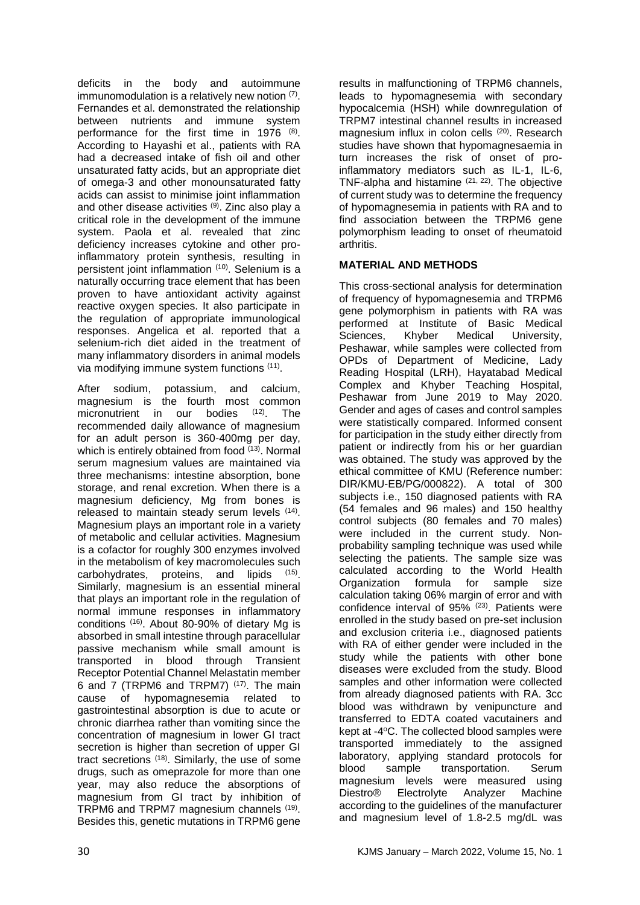deficits in the body and autoimmune immunomodulation is a relatively new notion [7]. Fernandes et al. demonstrated the relationship between nutrients and immune system performance for the first time in 1976 [8]. According to Hayashi et al., patients with RA had a decreased intake of fish oil and other unsaturated fatty acids, but an appropriate diet of omega-3 and other monounsaturated fatty acids can assist to minimise joint inflammation and other disease activities [9]. Zinc also play a critical role in the development of the immune system. Paola et al. revealed that zinc deficiency increases cytokine and other pro-inflammatory protein synthesis, resulting in persistent joint inflammation [10]. Selenium is a naturally occurring trace element that has been proven to have antioxidant activity against reactive oxygen species. It also participate in the regulation of appropriate immunological responses. Angelica et al. reported that a selenium-rich diet aided in the treatment of many inflammatory disorders in animal models via modifying immune system functions [11].

After sodium, potassium, and calcium, magnesium is the fourth most common micronutrient in our bodies [12]. The recommended daily allowance of magnesium for an adult person is 360-400mg per day, which is entirely obtained from food [13]. Normal serum magnesium values are maintained via three mechanisms: intestine absorption, bone storage, and renal excretion. When there is a magnesium deficiency, Mg from bones is released to maintain steady serum levels [14]. Magnesium plays an important role in a variety of metabolic and cellular activities. Magnesium is a cofactor for roughly 300 enzymes involved in the metabolism of key macromolecules such carbohydrates, proteins, and lipids [15]. Similarly, magnesium is an essential mineral that plays an important role in the regulation of normal immune responses in inflammatory conditions [16]. About 80-90% of dietary Mg is absorbed in small intestine through paracellular passive mechanism while small amount is transported in blood through Transient Receptor Potential Channel Melastatin member 6 and 7 (TRPM6 and TRPM7) [17]. The main cause of hypomagnesemia related to gastrointestinal absorption is due to acute or chronic diarrhea rather than vomiting since the concentration of magnesium in lower GI tract secretion is higher than secretion of upper GI tract secretions [18]. Similarly, the use of some drugs, such as omeprazole for more than one year, may also reduce the absorptions of magnesium from GI tract by inhibition of TRPM6 and TRPM7 magnesium channels [19]. Besides this, genetic mutations in TRPM6 gene results in malfunctioning of TRPM6 channels, leads to hypomagnesemia with secondary hypocalcemia (HSH) while downregulation of TRPM7 intestinal channel results in increased magnesium influx in colon cells [20]. Research studies have shown that hypomagnesaemia in turn increases the risk of onset of pro-inflammatory mediators such as IL-1, IL-6, TNF-alpha and histamine [21, 22]. The objective of current study was to determine the frequency of hypomagnesemia in patients with RA and to find association between the TRPM6 gene polymorphism leading to onset of rheumatoid arthritis.

## MATERIAL AND METHODS

This cross-sectional analysis for determination of frequency of hypomagnesemia and TRPM6 gene polymorphism in patients with RA was performed at Institute of Basic Medical Sciences, Khyber Medical University, Peshawar, while samples were collected from OPDs of Department of Medicine, Lady Reading Hospital (LRH), Hayatabad Medical Complex and Khyber Teaching Hospital, Peshawar from June 2019 to May 2020. Gender and ages of cases and control samples were statistically compared. Informed consent for participation in the study either directly from patient or indirectly from his or her guardian was obtained. The study was approved by the ethical committee of KMU (Reference number: DIR/KMU-EB/PG/000822). A total of 300 subjects i.e., 150 diagnosed patients with RA (54 females and 96 males) and 150 healthy control subjects (80 females and 70 males) were included in the current study. Non-probability sampling technique was used while selecting the patients. The sample size was calculated according to the World Health Organization formula for sample size calculation taking 06% margin of error and with confidence interval of 95% [23]. Patients were enrolled in the study based on pre-set inclusion and exclusion criteria i.e., diagnosed patients with RA of either gender were included in the study while the patients with other bone diseases were excluded from the study. Blood samples and other information were collected from already diagnosed patients with RA. 3cc blood was withdrawn by venipuncture and transferred to EDTA coated vacutainers and kept at -4°C. The collected blood samples were transported immediately to the assigned laboratory, applying standard protocols for blood sample transportation. Serum magnesium levels were measured using Diestro® Electrolyte Analyzer Machine according to the guidelines of the manufacturer and magnesium level of 1.8-2.5 mg/dL was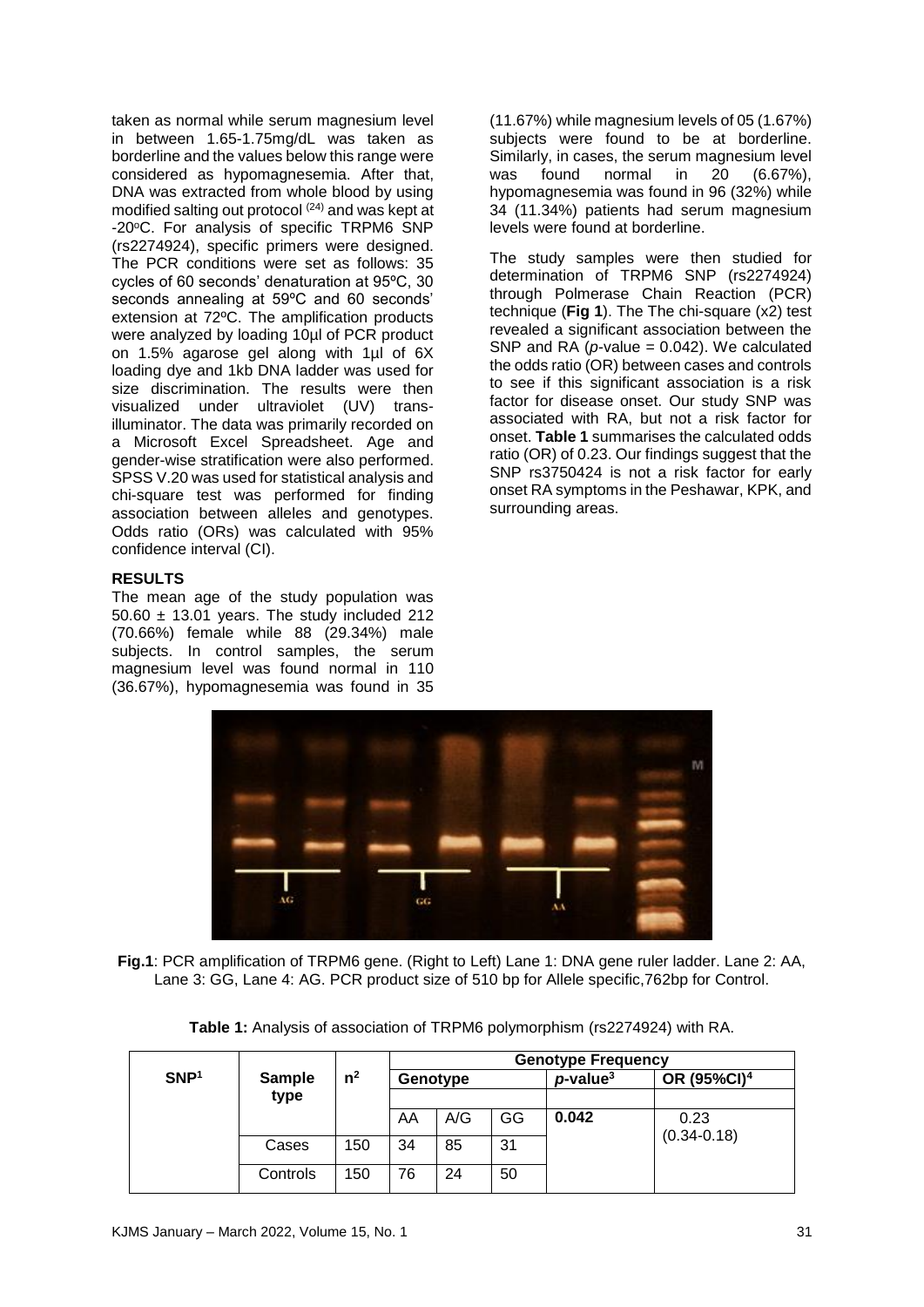taken as normal while serum magnesium level in between 1.65-1.75mg/dL was taken as borderline and the values below this range were considered as hypomagnesemia. After that, DNA was extracted from whole blood by using modified salting out protocol [24] and was kept at -20°C. For analysis of specific TRPM6 SNP (rs2274924), specific primers were designed. The PCR conditions were set as follows: 35 cycles of 60 seconds' denaturation at 95ºC, 30 seconds annealing at 59ºC and 60 seconds' extension at 72ºC. The amplification products were analyzed by loading 10µl of PCR product on 1.5% agarose gel along with 1µl of 6X loading dye and 1kb DNA ladder was used for size discrimination. The results were then visualized under ultraviolet (UV) trans-illuminator. The data was primarily recorded on a Microsoft Excel Spreadsheet. Age and gender-wise stratification were also performed. SPSS V.20 was used for statistical analysis and chi-square test was performed for finding association between alleles and genotypes. Odds ratio (ORs) was calculated with 95% confidence interval (CI).

## RESULTS

The mean age of the study population was 50.60 ± 13.01 years. The study included 212 (70.66%) female while 88 (29.34%) male subjects. In control samples, the serum magnesium level was found normal in 110 (36.67%), hypomagnesemia was found in 35 (11.67%) while magnesium levels of 05 (1.67%) subjects were found to be at borderline. Similarly, in cases, the serum magnesium level was found normal in 20 (6.67%), hypomagnesemia was found in 96 (32%) while 34 (11.34%) patients had serum magnesium levels were found at borderline.

The study samples were then studied for determination of TRPM6 SNP (rs2274924) through Polmerase Chain Reaction (PCR) technique (**Fig 1**). The The chi-square ($x2$) test revealed a significant association between the SNP and RA (*p*-value = 0.042). We calculated the odds ratio (OR) between cases and controls to see if this significant association is a risk factor for disease onset. Our study SNP was associated with RA, but not a risk factor for onset. **Table 1** summarises the calculated odds ratio (OR) of 0.23. Our findings suggest that the SNP rs3750424 is not a risk factor for early onset RA symptoms in the Peshawar, KPK, and surrounding areas.

**Fig.1**: PCR amplification of TRPM6 gene. (Right to Left) Lane 1: DNA gene ruler ladder. Lane 2: AA, Lane 3: GG, Lane 4: AG. PCR product size of 510 bp for Allele specific,762bp for Control.

**Table 1:** Analysis of association of TRPM6 polymorphism (rs2274924) with RA.

| SNP[1] | Sample type | n[2] | Genotype Frequency | | | | |
|---|---|---|---|---|---|---|---|
| | | | Genotype | | | *p*-value[3] | OR (95%CI)[4] |
| | | | AA | A/G | GG | **0.042** | 0.23 (0.34-0.18) |
| | Cases | 150 | 34 | 85 | 31 | | |
| | Controls | 150 | 76 | 24 | 50 | | |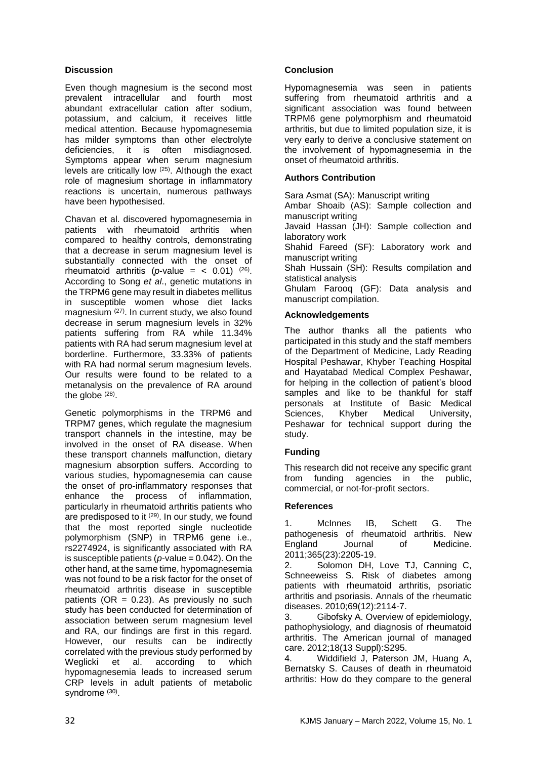## Discussion

Even though magnesium is the second most prevalent intracellular and fourth most abundant extracellular cation after sodium, potassium, and calcium, it receives little medical attention. Because hypomagnesemia has milder symptoms than other electrolyte deficiencies, it is often misdiagnosed. Symptoms appear when serum magnesium levels are critically low [25]. Although the exact role of magnesium shortage in inflammatory reactions is uncertain, numerous pathways have been hypothesised.

Chavan et al. discovered hypomagnesemia in patients with rheumatoid arthritis when compared to healthy controls, demonstrating that a decrease in serum magnesium level is substantially connected with the onset of rheumatoid arthritis (*p*-value = < 0.01) [26]. According to Song *et al*., genetic mutations in the TRPM6 gene may result in diabetes mellitus in susceptible women whose diet lacks magnesium [27]. In current study, we also found decrease in serum magnesium levels in 32% patients suffering from RA while 11.34% patients with RA had serum magnesium level at borderline. Furthermore, 33.33% of patients with RA had normal serum magnesium levels. Our results were found to be related to a metanalysis on the prevalence of RA around the globe [28].

Genetic polymorphisms in the TRPM6 and TRPM7 genes, which regulate the magnesium transport channels in the intestine, may be involved in the onset of RA disease. When these transport channels malfunction, dietary magnesium absorption suffers. According to various studies, hypomagnesemia can cause the onset of pro-inflammatory responses that enhance the process of inflammation, particularly in rheumatoid arthritis patients who are predisposed to it [29]. In our study, we found that the most reported single nucleotide polymorphism (SNP) in TRPM6 gene i.e., rs2274924, is significantly associated with RA is susceptible patients (*p*-value = 0.042). On the other hand, at the same time, hypomagnesemia was not found to be a risk factor for the onset of rheumatoid arthritis disease in susceptible patients (OR = 0.23). As previously no such study has been conducted for determination of association between serum magnesium level and RA, our findings are first in this regard. However, our results can be indirectly correlated with the previous study performed by Weglicki et al. according to which hypomagnesemia leads to increased serum CRP levels in adult patients of metabolic syndrome [30].

## Conclusion

Hypomagnesemia was seen in patients suffering from rheumatoid arthritis and a significant association was found between TRPM6 gene polymorphism and rheumatoid arthritis, but due to limited population size, it is very early to derive a conclusive statement on the involvement of hypomagnesemia in the onset of rheumatoid arthritis.

## Authors Contribution

Sara Asmat (SA): Manuscript writing
Ambar Shoaib (AS): Sample collection and manuscript writing
Javaid Hassan (JH): Sample collection and laboratory work
Shahid Fareed (SF): Laboratory work and manuscript writing
Shah Hussain (SH): Results compilation and statistical analysis
Ghulam Farooq (GF): Data analysis and manuscript compilation.

## Acknowledgements

The author thanks all the patients who participated in this study and the staff members of the Department of Medicine, Lady Reading Hospital Peshawar, Khyber Teaching Hospital and Hayatabad Medical Complex Peshawar, for helping in the collection of patient's blood samples and like to be thankful for staff personals at Institute of Basic Medical Sciences, Khyber Medical University, Peshawar for technical support during the study.

## Funding

This research did not receive any specific grant from funding agencies in the public, commercial, or not-for-profit sectors.

## References

1. McInnes IB, Schett G. The pathogenesis of rheumatoid arthritis. New England Journal of Medicine. 2011;365(23):2205-19.
2. Solomon DH, Love TJ, Canning C, Schneeweiss S. Risk of diabetes among patients with rheumatoid arthritis, psoriatic arthritis and psoriasis. Annals of the rheumatic diseases. 2010;69(12):2114-7.
3. Gibofsky A. Overview of epidemiology, pathophysiology, and diagnosis of rheumatoid arthritis. The American journal of managed care. 2012;18(13 Suppl):S295.
4. Widdifield J, Paterson JM, Huang A, Bernatsky S. Causes of death in rheumatoid arthritis: How do they compare to the general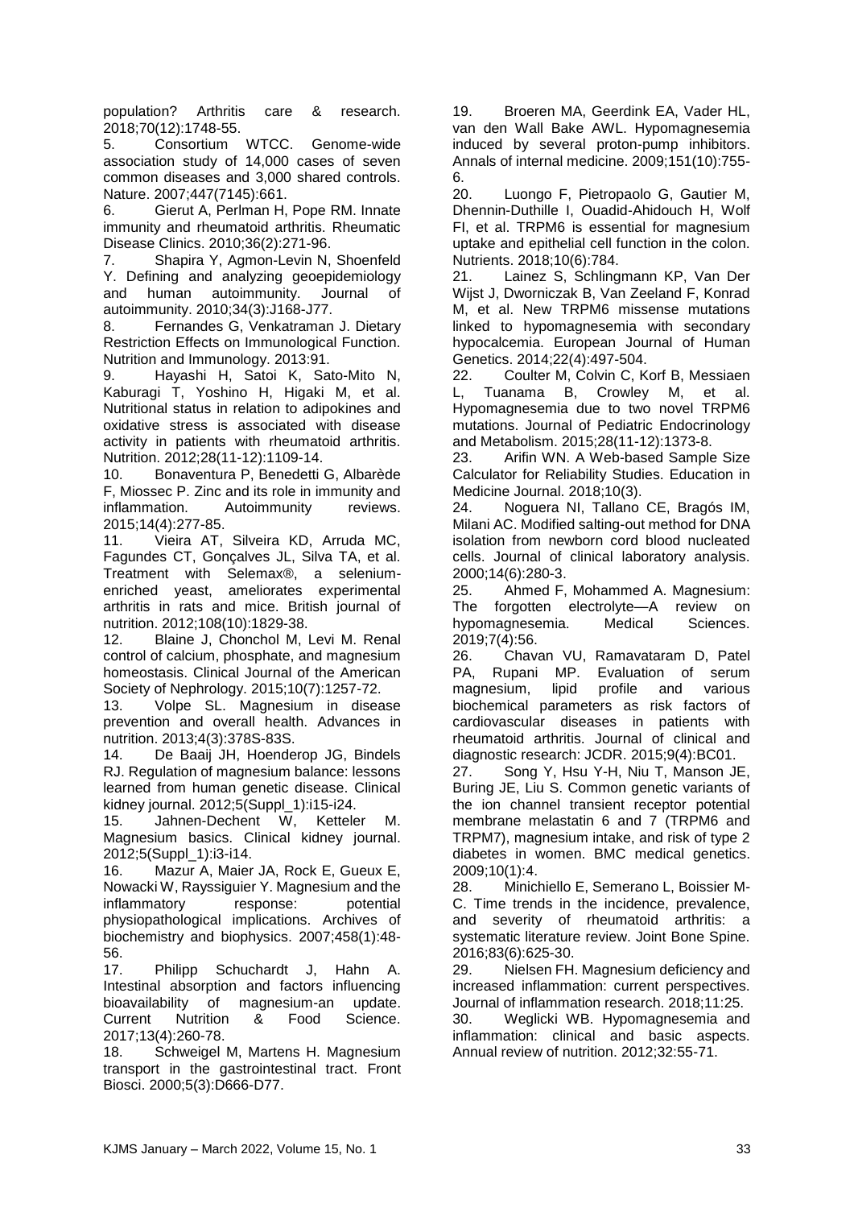population? Arthritis care & research. 2018;70(12):1748-55.

5. Consortium WTCC. Genome-wide association study of 14,000 cases of seven common diseases and 3,000 shared controls. Nature. 2007;447(7145):661.

6. Gierut A, Perlman H, Pope RM. Innate immunity and rheumatoid arthritis. Rheumatic Disease Clinics. 2010;36(2):271-96.

7. Shapira Y, Agmon-Levin N, Shoenfeld Y. Defining and analyzing geoepidemiology and human autoimmunity. Journal of autoimmunity. 2010;34(3):J168-J77.

8. Fernandes G, Venkatraman J. Dietary Restriction Effects on Immunological Function. Nutrition and Immunology. 2013:91.

9. Hayashi H, Satoi K, Sato-Mito N, Kaburagi T, Yoshino H, Higaki M, et al. Nutritional status in relation to adipokines and oxidative stress is associated with disease activity in patients with rheumatoid arthritis. Nutrition. 2012;28(11-12):1109-14.

10. Bonaventura P, Benedetti G, Albarède F, Miossec P. Zinc and its role in immunity and inflammation. Autoimmunity reviews. 2015;14(4):277-85.

11. Vieira AT, Silveira KD, Arruda MC, Fagundes CT, Gonçalves JL, Silva TA, et al. Treatment with Selemax®, a selenium-enriched yeast, ameliorates experimental arthritis in rats and mice. British journal of nutrition. 2012;108(10):1829-38.

12. Blaine J, Chonchol M, Levi M. Renal control of calcium, phosphate, and magnesium homeostasis. Clinical Journal of the American Society of Nephrology. 2015;10(7):1257-72.

13. Volpe SL. Magnesium in disease prevention and overall health. Advances in nutrition. 2013;4(3):378S-83S.

14. De Baaij JH, Hoenderop JG, Bindels RJ. Regulation of magnesium balance: lessons learned from human genetic disease. Clinical kidney journal. 2012;5(Suppl_1):i15-i24.

15. Jahnen-Dechent W, Ketteler M. Magnesium basics. Clinical kidney journal. 2012;5(Suppl_1):i3-i14.

16. Mazur A, Maier JA, Rock E, Gueux E, Nowacki W, Rayssiguier Y. Magnesium and the inflammatory response: potential physiopathological implications. Archives of biochemistry and biophysics. 2007;458(1):48-56.

17. Philipp Schuchardt J, Hahn A. Intestinal absorption and factors influencing bioavailability of magnesium-an update. Current Nutrition & Food Science. 2017;13(4):260-78.

18. Schweigel M, Martens H. Magnesium transport in the gastrointestinal tract. Front Biosci. 2000;5(3):D666-D77.

19. Broeren MA, Geerdink EA, Vader HL, van den Wall Bake AWL. Hypomagnesemia induced by several proton-pump inhibitors. Annals of internal medicine. 2009;151(10):755-6.

20. Luongo F, Pietropaolo G, Gautier M, Dhennin-Duthille I, Ouadid-Ahidouch H, Wolf FI, et al. TRPM6 is essential for magnesium uptake and epithelial cell function in the colon. Nutrients. 2018;10(6):784.

21. Lainez S, Schlingmann KP, Van Der Wijst J, Dworniczak B, Van Zeeland F, Konrad M, et al. New TRPM6 missense mutations linked to hypomagnesemia with secondary hypocalcemia. European Journal of Human Genetics. 2014;22(4):497-504.

22. Coulter M, Colvin C, Korf B, Messiaen L, Tuanama B, Crowley M, et al. Hypomagnesemia due to two novel TRPM6 mutations. Journal of Pediatric Endocrinology and Metabolism. 2015;28(11-12):1373-8.

23. Arifin WN. A Web-based Sample Size Calculator for Reliability Studies. Education in Medicine Journal. 2018;10(3).

24. Noguera NI, Tallano CE, Bragós IM, Milani AC. Modified salting-out method for DNA isolation from newborn cord blood nucleated cells. Journal of clinical laboratory analysis. 2000;14(6):280-3.

25. Ahmed F, Mohammed A. Magnesium: The forgotten electrolyte—A review on hypomagnesemia. Medical Sciences. 2019;7(4):56.

26. Chavan VU, Ramavataram D, Patel PA, Rupani MP. Evaluation of serum magnesium, lipid profile and various biochemical parameters as risk factors of cardiovascular diseases in patients with rheumatoid arthritis. Journal of clinical and diagnostic research: JCDR. 2015;9(4):BC01.

27. Song Y, Hsu Y-H, Niu T, Manson JE, Buring JE, Liu S. Common genetic variants of the ion channel transient receptor potential membrane melastatin 6 and 7 (TRPM6 and TRPM7), magnesium intake, and risk of type 2 diabetes in women. BMC medical genetics. 2009;10(1):4.

28. Minichiello E, Semerano L, Boissier M-C. Time trends in the incidence, prevalence, and severity of rheumatoid arthritis: a systematic literature review. Joint Bone Spine. 2016;83(6):625-30.

29. Nielsen FH. Magnesium deficiency and increased inflammation: current perspectives. Journal of inflammation research. 2018;11:25.

30. Weglicki WB. Hypomagnesemia and inflammation: clinical and basic aspects. Annual review of nutrition. 2012;32:55-71.